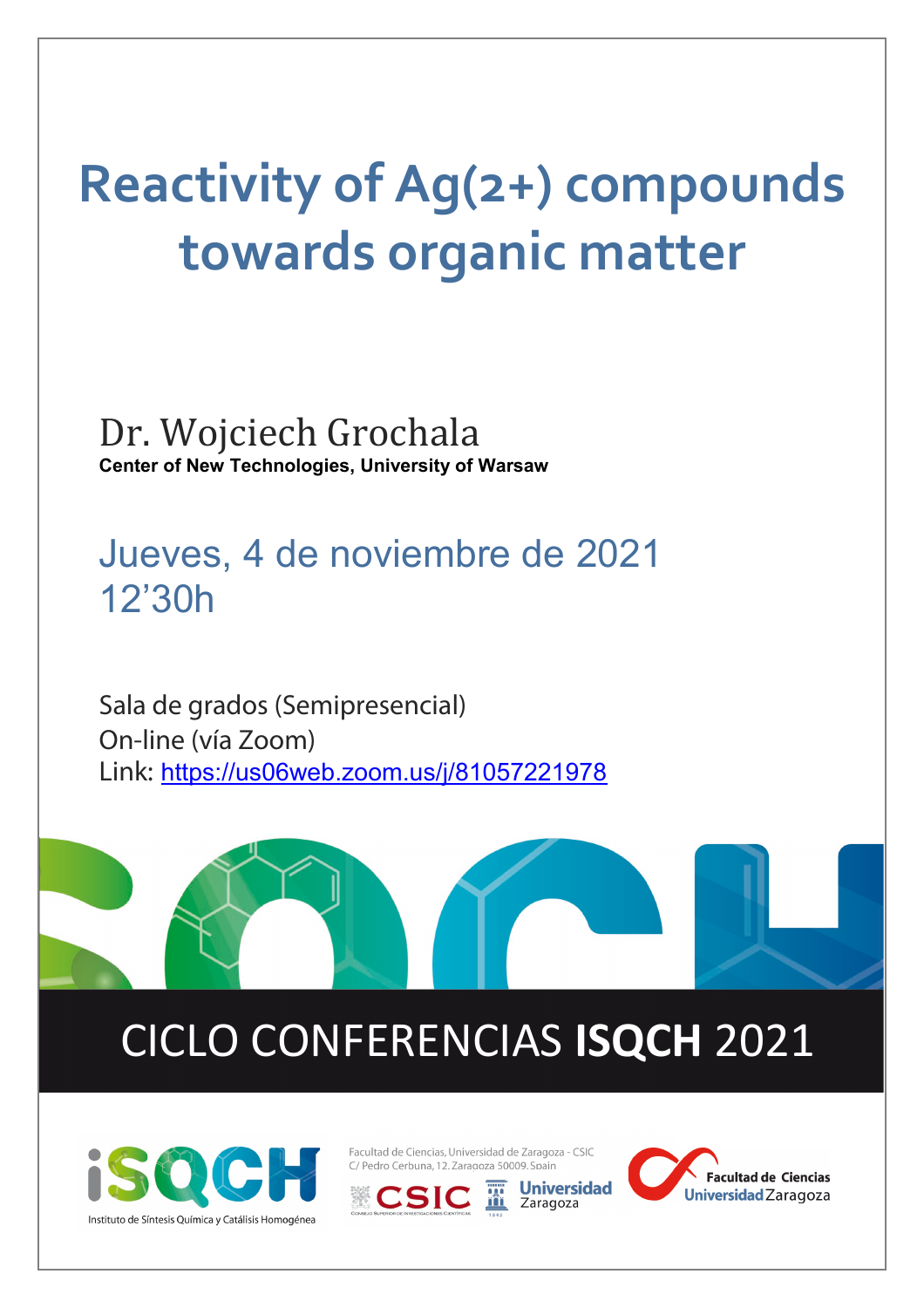# Reactivity of Ag(2+) compounds towards organic matter

Dr. Wojciech Grochala

**Center of New Technologies, University of Warsaw**

Jueves, 4 de noviembre de 2021
12'30h

Sala de grados (Semipresencial)
On-line (vía Zoom)
Link: https://us06web.zoom.us/j/81057221978

## CICLO CONFERENCIAS **ISQCH** 2021

Instituto de Síntesis Química y Catálisis Homogénea

Facultad de Ciencias, Universidad de Zaragoza - CSIC
C/ Pedro Cerbuna, 12. Zaragoza 50009. Spain

CSIC

Universidad Zaragoza

Facultad de Ciencias Universidad Zaragoza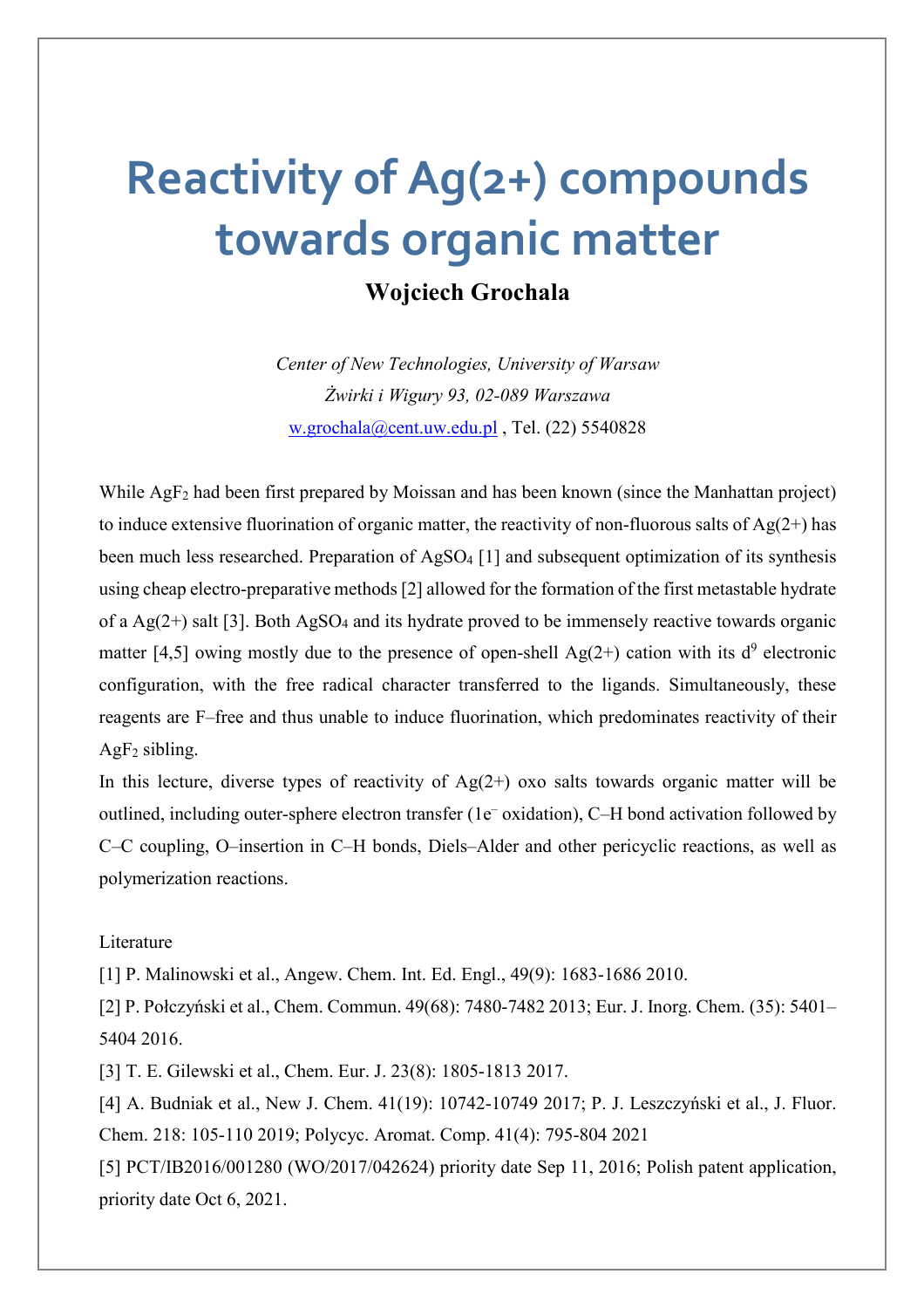# Reactivity of Ag(2+) compounds towards organic matter

**Wojciech Grochala**

*Center of New Technologies, University of Warsaw*
*Żwirki i Wigury 93, 02-089 Warszawa*
w.grochala@cent.uw.edu.pl , Tel. (22) 5540828

While $AgF_2$ had been first prepared by Moissan and has been known (since the Manhattan project) to induce extensive fluorination of organic matter, the reactivity of non-fluorous salts of Ag(2+) has been much less researched. Preparation of $AgSO_4$ [1] and subsequent optimization of its synthesis using cheap electro-preparative methods [2] allowed for the formation of the first metastable hydrate of a Ag(2+) salt [3]. Both $AgSO_4$ and its hydrate proved to be immensely reactive towards organic matter [4,5] owing mostly due to the presence of open-shell Ag(2+) cation with its $d^9$ electronic configuration, with the free radical character transferred to the ligands. Simultaneously, these reagents are F–free and thus unable to induce fluorination, which predominates reactivity of their $AgF_2$ sibling.

In this lecture, diverse types of reactivity of Ag(2+) oxo salts towards organic matter will be outlined, including outer-sphere electron transfer ($1e^-$ oxidation), C–H bond activation followed by C–C coupling, O–insertion in C–H bonds, Diels–Alder and other pericyclic reactions, as well as polymerization reactions.

Literature

[1] P. Malinowski et al., Angew. Chem. Int. Ed. Engl., 49(9): 1683-1686 2010.

[2] P. Połczyński et al., Chem. Commun. 49(68): 7480-7482 2013; Eur. J. Inorg. Chem. (35): 5401–5404 2016.

[3] T. E. Gilewski et al., Chem. Eur. J. 23(8): 1805-1813 2017.

[4] A. Budniak et al., New J. Chem. 41(19): 10742-10749 2017; P. J. Leszczyński et al., J. Fluor. Chem. 218: 105-110 2019; Polycyc. Aromat. Comp. 41(4): 795-804 2021

[5] PCT/IB2016/001280 (WO/2017/042624) priority date Sep 11, 2016; Polish patent application, priority date Oct 6, 2021.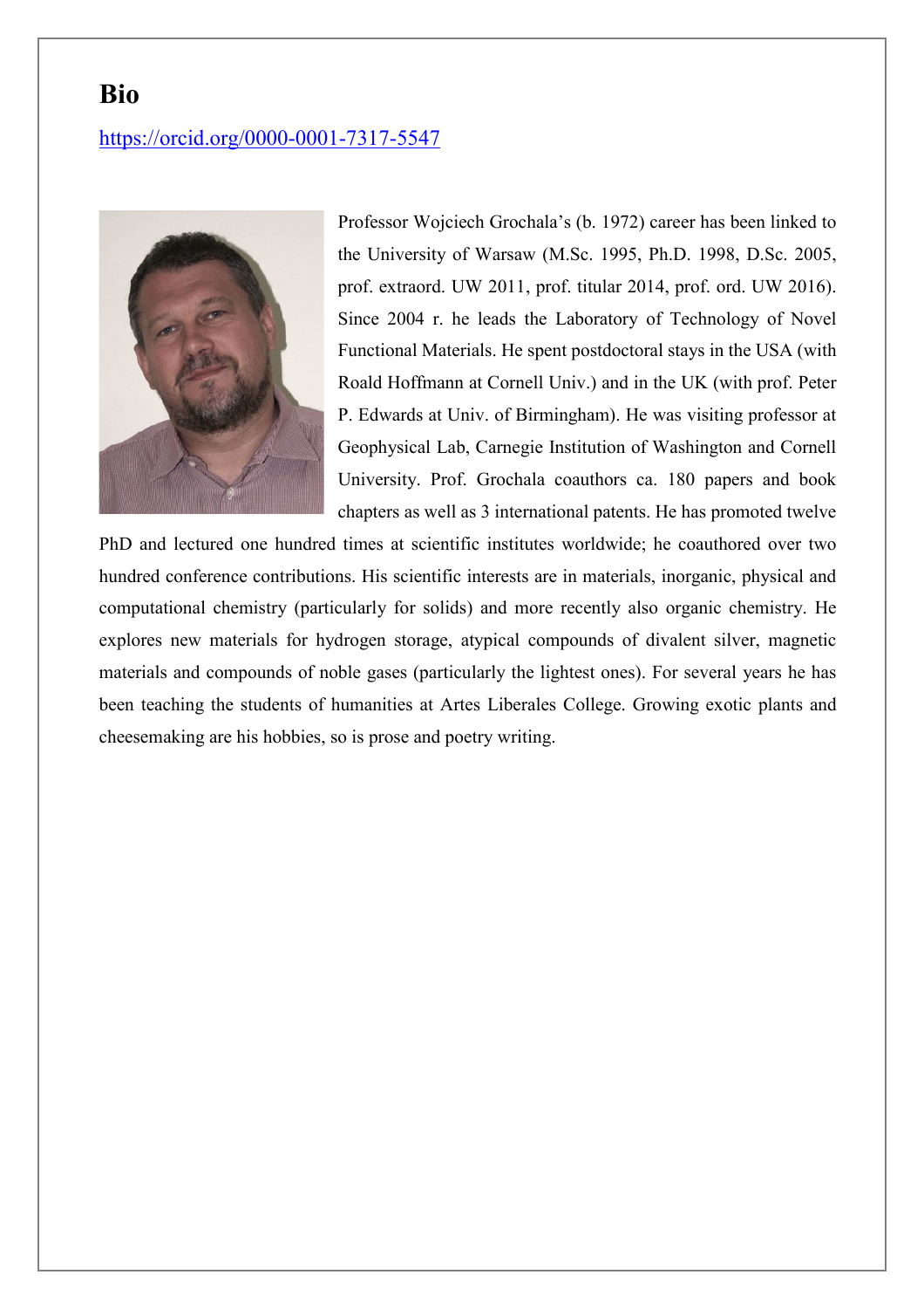# Bio

https://orcid.org/0000-0001-7317-5547

Professor Wojciech Grochala's (b. 1972) career has been linked to the University of Warsaw (M.Sc. 1995, Ph.D. 1998, D.Sc. 2005, prof. extraord. UW 2011, prof. titular 2014, prof. ord. UW 2016). Since 2004 r. he leads the Laboratory of Technology of Novel Functional Materials. He spent postdoctoral stays in the USA (with Roald Hoffmann at Cornell Univ.) and in the UK (with prof. Peter P. Edwards at Univ. of Birmingham). He was visiting professor at Geophysical Lab, Carnegie Institution of Washington and Cornell University. Prof. Grochala coauthors ca. 180 papers and book chapters as well as 3 international patents. He has promoted twelve PhD and lectured one hundred times at scientific institutes worldwide; he coauthored over two hundred conference contributions. His scientific interests are in materials, inorganic, physical and computational chemistry (particularly for solids) and more recently also organic chemistry. He explores new materials for hydrogen storage, atypical compounds of divalent silver, magnetic materials and compounds of noble gases (particularly the lightest ones). For several years he has been teaching the students of humanities at Artes Liberales College. Growing exotic plants and cheesemaking are his hobbies, so is prose and poetry writing.